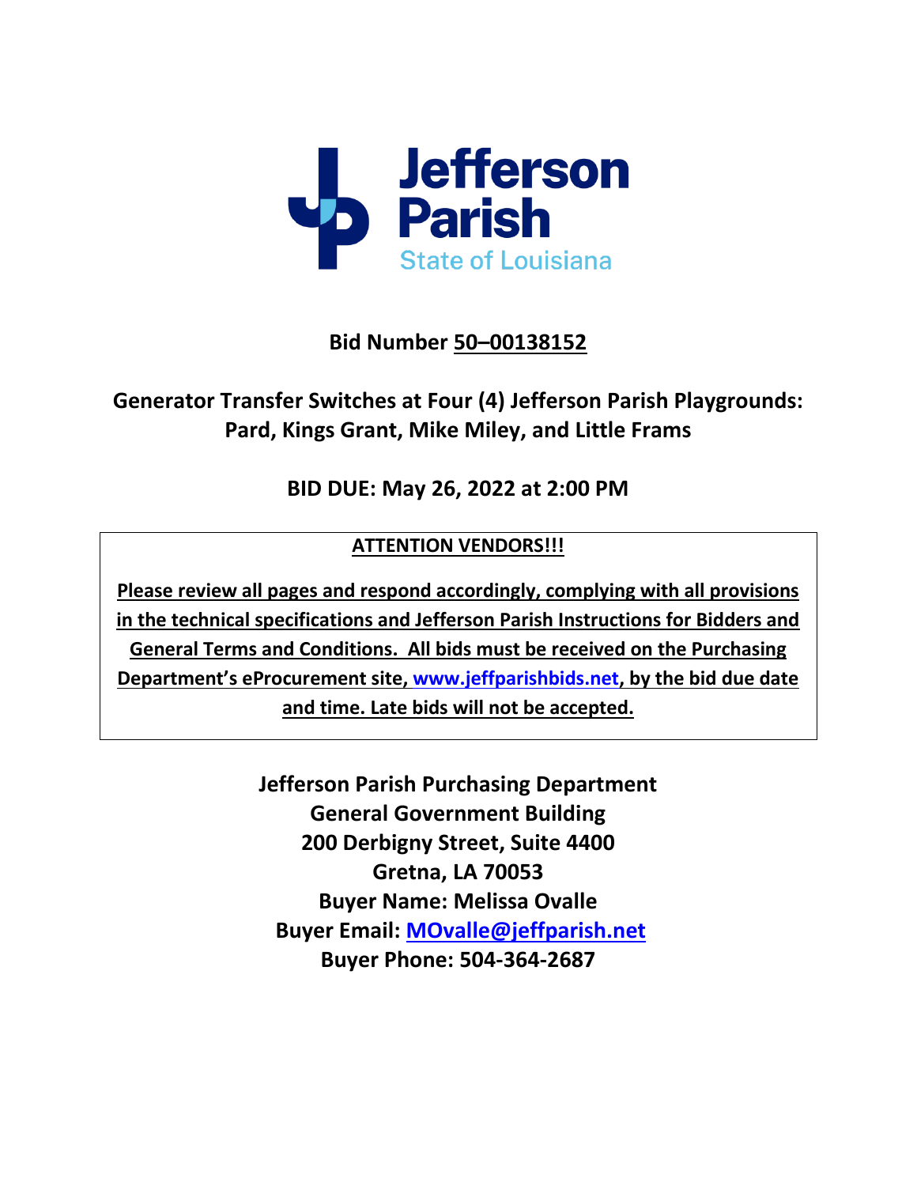Jefferson Parish
State of Louisiana

# Bid Number 50–00138152

## Generator Transfer Switches at Four (4) Jefferson Parish Playgrounds: Pard, Kings Grant, Mike Miley, and Little Frams

## BID DUE: May 26, 2022 at 2:00 PM

**ATTENTION VENDORS!!!**

**Please review all pages and respond accordingly, complying with all provisions in the technical specifications and Jefferson Parish Instructions for Bidders and General Terms and Conditions. All bids must be received on the Purchasing Department's eProcurement site, www.jeffparishbids.net, by the bid due date and time. Late bids will not be accepted.**

**Jefferson Parish Purchasing Department**
**General Government Building**
**200 Derbigny Street, Suite 4400**
**Gretna, LA 70053**
**Buyer Name: Melissa Ovalle**
**Buyer Email: MOvalle@jeffparish.net**
**Buyer Phone: 504-364-2687**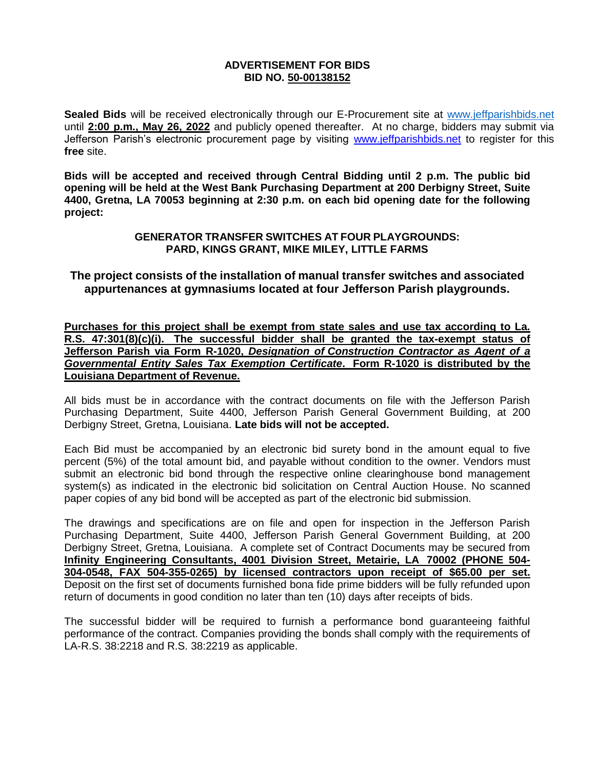**ADVERTISEMENT FOR BIDS**
**BID NO. 50-00138152**

**Sealed Bids** will be received electronically through our E-Procurement site at www.jeffparishbids.net until **2:00 p.m., May 26, 2022** and publicly opened thereafter. At no charge, bidders may submit via Jefferson Parish's electronic procurement page by visiting www.jeffparishbids.net to register for this **free** site.

**Bids will be accepted and received through Central Bidding until 2 p.m. The public bid opening will be held at the West Bank Purchasing Department at 200 Derbigny Street, Suite 4400, Gretna, LA 70053 beginning at 2:30 p.m. on each bid opening date for the following project:**

**GENERATOR TRANSFER SWITCHES AT FOUR PLAYGROUNDS: PARD, KINGS GRANT, MIKE MILEY, LITTLE FARMS**

**The project consists of the installation of manual transfer switches and associated appurtenances at gymnasiums located at four Jefferson Parish playgrounds.**

**Purchases for this project shall be exempt from state sales and use tax according to La. R.S. 47:301(8)(c)(i). The successful bidder shall be granted the tax-exempt status of Jefferson Parish via Form R-1020, *Designation of Construction Contractor as Agent of a Governmental Entity Sales Tax Exemption Certificate*. Form R-1020 is distributed by the Louisiana Department of Revenue.**

All bids must be in accordance with the contract documents on file with the Jefferson Parish Purchasing Department, Suite 4400, Jefferson Parish General Government Building, at 200 Derbigny Street, Gretna, Louisiana. **Late bids will not be accepted.**

Each Bid must be accompanied by an electronic bid surety bond in the amount equal to five percent (5%) of the total amount bid, and payable without condition to the owner. Vendors must submit an electronic bid bond through the respective online clearinghouse bond management system(s) as indicated in the electronic bid solicitation on Central Auction House. No scanned paper copies of any bid bond will be accepted as part of the electronic bid submission.

The drawings and specifications are on file and open for inspection in the Jefferson Parish Purchasing Department, Suite 4400, Jefferson Parish General Government Building, at 200 Derbigny Street, Gretna, Louisiana. A complete set of Contract Documents may be secured from **Infinity Engineering Consultants, 4001 Division Street, Metairie, LA 70002 (PHONE 504-304-0548, FAX 504-355-0265) by licensed contractors upon receipt of $65.00 per set.** Deposit on the first set of documents furnished bona fide prime bidders will be fully refunded upon return of documents in good condition no later than ten (10) days after receipts of bids.

The successful bidder will be required to furnish a performance bond guaranteeing faithful performance of the contract. Companies providing the bonds shall comply with the requirements of LA-R.S. 38:2218 and R.S. 38:2219 as applicable.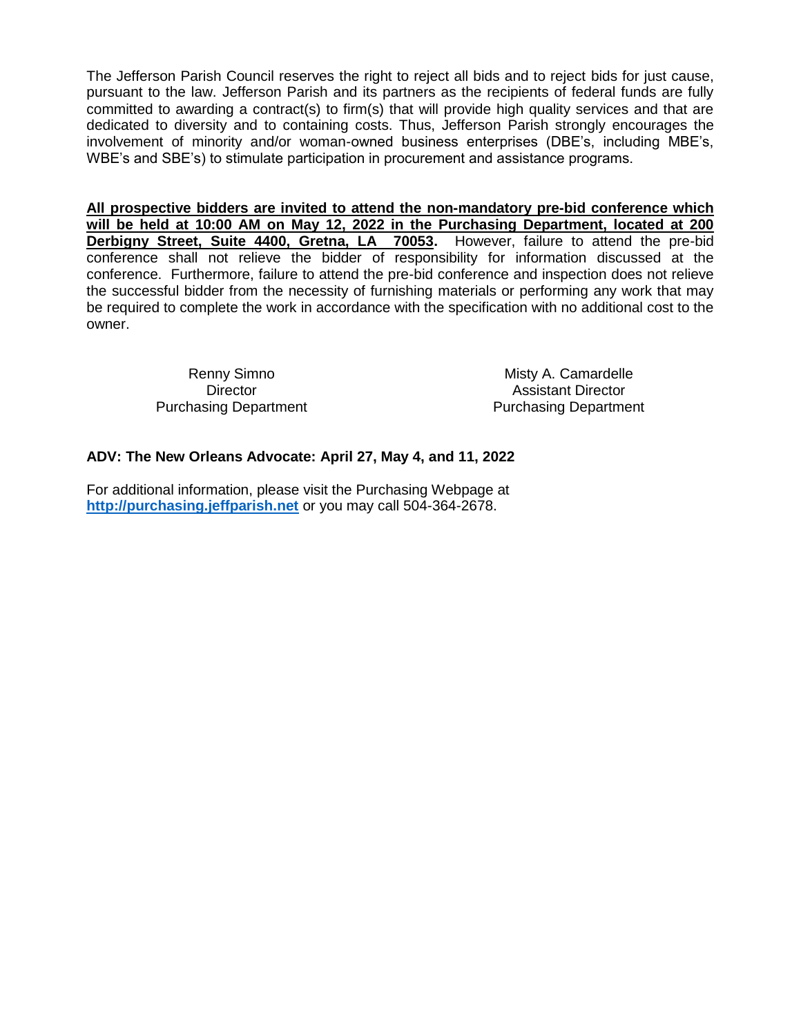The Jefferson Parish Council reserves the right to reject all bids and to reject bids for just cause, pursuant to the law. Jefferson Parish and its partners as the recipients of federal funds are fully committed to awarding a contract(s) to firm(s) that will provide high quality services and that are dedicated to diversity and to containing costs. Thus, Jefferson Parish strongly encourages the involvement of minority and/or woman-owned business enterprises (DBE's, including MBE's, WBE's and SBE's) to stimulate participation in procurement and assistance programs.

**All prospective bidders are invited to attend the non-mandatory pre-bid conference which will be held at 10:00 AM on May 12, 2022 in the Purchasing Department, located at 200 Derbigny Street, Suite 4400, Gretna, LA 70053.** However, failure to attend the pre-bid conference shall not relieve the bidder of responsibility for information discussed at the conference. Furthermore, failure to attend the pre-bid conference and inspection does not relieve the successful bidder from the necessity of furnishing materials or performing any work that may be required to complete the work in accordance with the specification with no additional cost to the owner.

Renny Simno
Director
Purchasing Department

Misty A. Camardelle
Assistant Director
Purchasing Department

**ADV: The New Orleans Advocate: April 27, May 4, and 11, 2022**

For additional information, please visit the Purchasing Webpage at **http://purchasing.jeffparish.net** or you may call 504-364-2678.